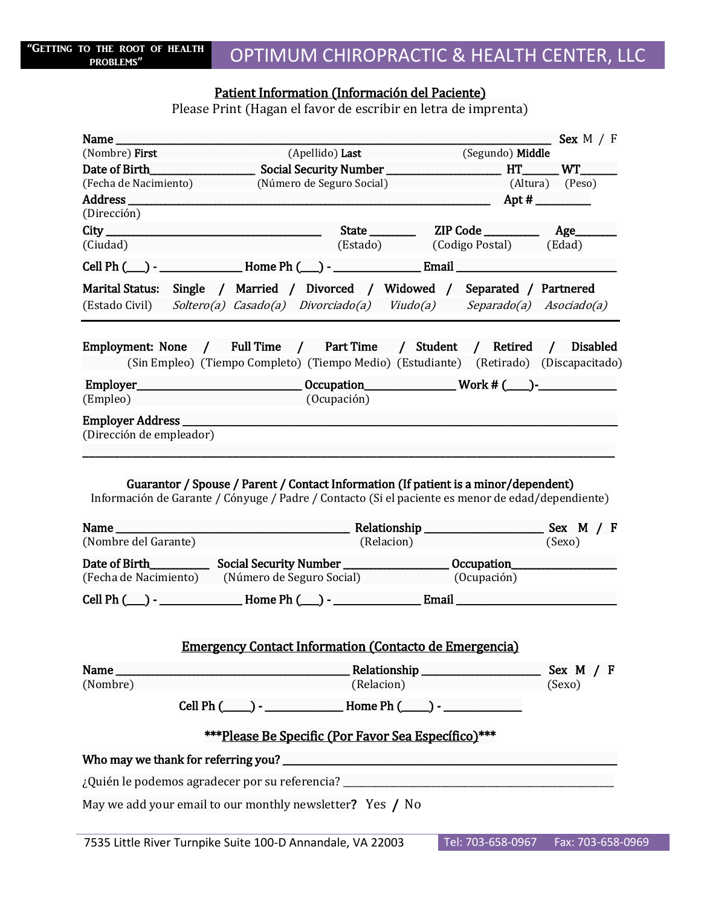"GETTING TO THE ROOT OF HEALTH PROBLEMS"

# OPTIMUM CHIROPRACTIC & HEALTH CENTER, LLC

## Patient Information (Información del Paciente)

Please Print (Hagan el favor de escribir en letra de imprenta)

**Name** ______________________________________________________________ **Sex** M / F
(Nombre) **First** (Apellido) **Last** (Segundo) **Middle**

**Date of Birth**_______________ **Social Security Number** _________________ **HT**______ **WT**______
(Fecha de Nacimiento) (Número de Seguro Social) (Altura) (Peso)

**Address** ______________________________________________________ **Apt #** _________
(Dirección)

**City** ___________________________________ **State** _______ **ZIP Code** _________ **Age**_______
(Ciudad) (Estado) (Codigo Postal) (Edad)

**Cell Ph** (___) - _____________ **Home Ph** (___) - _____________ **Email** _________________________

**Marital Status:** **Single** / **Married** / **Divorced** / **Widowed** / **Separated** / **Partnered**
(Estado Civil) *Soltero(a)* *Casado(a)* *Divorciado(a)* *Viudo(a)* *Separado(a)* *Asociado(a)*

---

**Employment:** **None** / **Full Time** / **Part Time** / **Student** / **Retired** / **Disabled**
(Sin Empleo) (Tiempo Completo) (Tiempo Medio) (Estudiante) (Retirado) (Discapacitado)

**Employer**__________________________ **Occupation**_______________ **Work #** (____)-____________
(Empleo) (Ocupación)

**Employer Address** __________________________________________________________________
(Dirección de empleador)
______________________________________________________________________________

**Guarantor / Spouse / Parent / Contact Information (If patient is a minor/dependent)**
Información de Garante / Cónyuge / Padre / Contacto (Si el paciente es menor de edad/dependiente)

**Name** ____________________________________ **Relationship** __________________ **Sex** M / F
(Nombre del Garante) (Relacion) (Sexo)

**Date of Birth**__________ **Social Security Number** ________________ **Occupation**_________________
(Fecha de Nacimiento) (Número de Seguro Social) (Ocupación)

**Cell Ph** (___) - _____________ **Home Ph** (___) - _____________ **Email** _________________________

## Emergency Contact Information (Contacto de Emergencia)

**Name** ____________________________________ **Relationship** __________________ **Sex** M / F
(Nombre) (Relacion) (Sexo)

**Cell Ph** (_____) - ____________ **Home Ph** (_____) - ____________

**\*\*\*Please Be Specific (Por Favor Sea Específico)\*\*\***

**Who may we thank for referring you?** _____________________________________________

¿Quién le podemos agradecer por su referencia? ______________________________________

May we add your email to our monthly newsletter? Yes / No

7535 Little River Turnpike Suite 100-D Annandale, VA 22003 Tel: 703-658-0967 Fax: 703-658-0969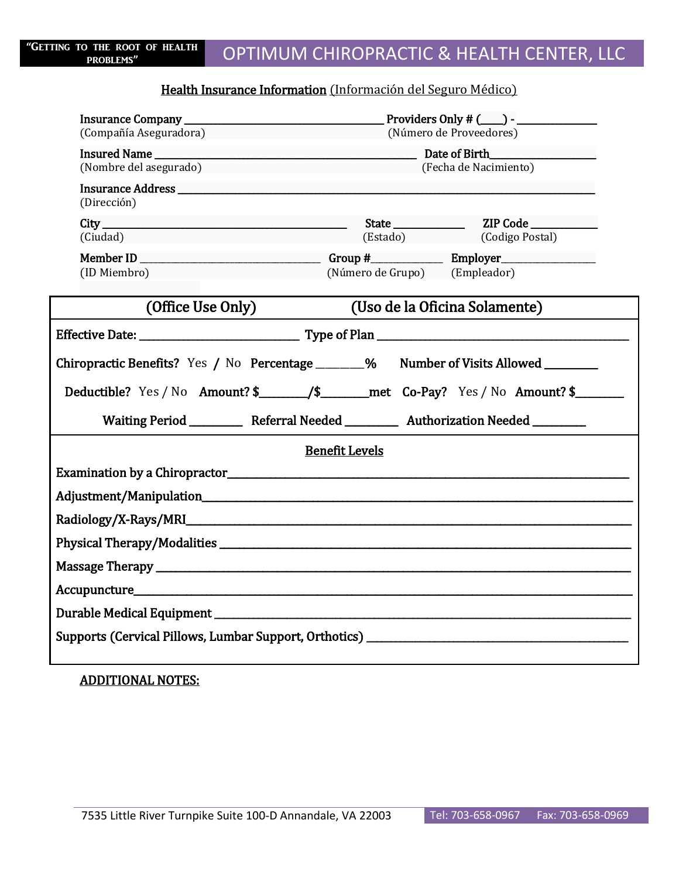"Getting to the root of health problems"

# OPTIMUM CHIROPRACTIC & HEALTH CENTER, LLC

## Health Insurance Information (Información del Seguro Médico)

Insurance Company ______________________________ Providers Only # (____) - ____________
(Compañía Aseguradora) (Número de Proveedores)

Insured Name ______________________________________ Date of Birth________________
(Nombre del asegurado) (Fecha de Nacimiento)

Insurance Address ____________________________________________________________
(Dirección)

City ____________________________ State ___________ ZIP Code __________
(Ciudad) (Estado) (Codigo Postal)

Member ID ________________________ Group #___________ Employer______________
(ID Miembro) (Número de Grupo) (Empleador)

**(Office Use Only) (Uso de la Oficina Solamente)**

Effective Date: ____________________ Type of Plan ________________________________

Chiropractic Benefits? Yes / No Percentage _______% Number of Visits Allowed ________

Deductible? Yes / No Amount? $_______/$_______met Co-Pay? Yes / No Amount? $_______

Waiting Period ________ Referral Needed ________ Authorization Needed ________

**Benefit Levels**

Examination by a Chiropractor____________________________________________________

Adjustment/Manipulation_________________________________________________________

Radiology/X-Rays/MRI____________________________________________________________

Physical Therapy/Modalities ______________________________________________________

Massage Therapy ________________________________________________________________

Accupuncture___________________________________________________________________

Durable Medical Equipment _______________________________________________________

Supports (Cervical Pillows, Lumbar Support, Orthotics) _____________________________

**ADDITIONAL NOTES:**

7535 Little River Turnpike Suite 100-D Annandale, VA 22003 Tel: 703-658-0967 Fax: 703-658-0969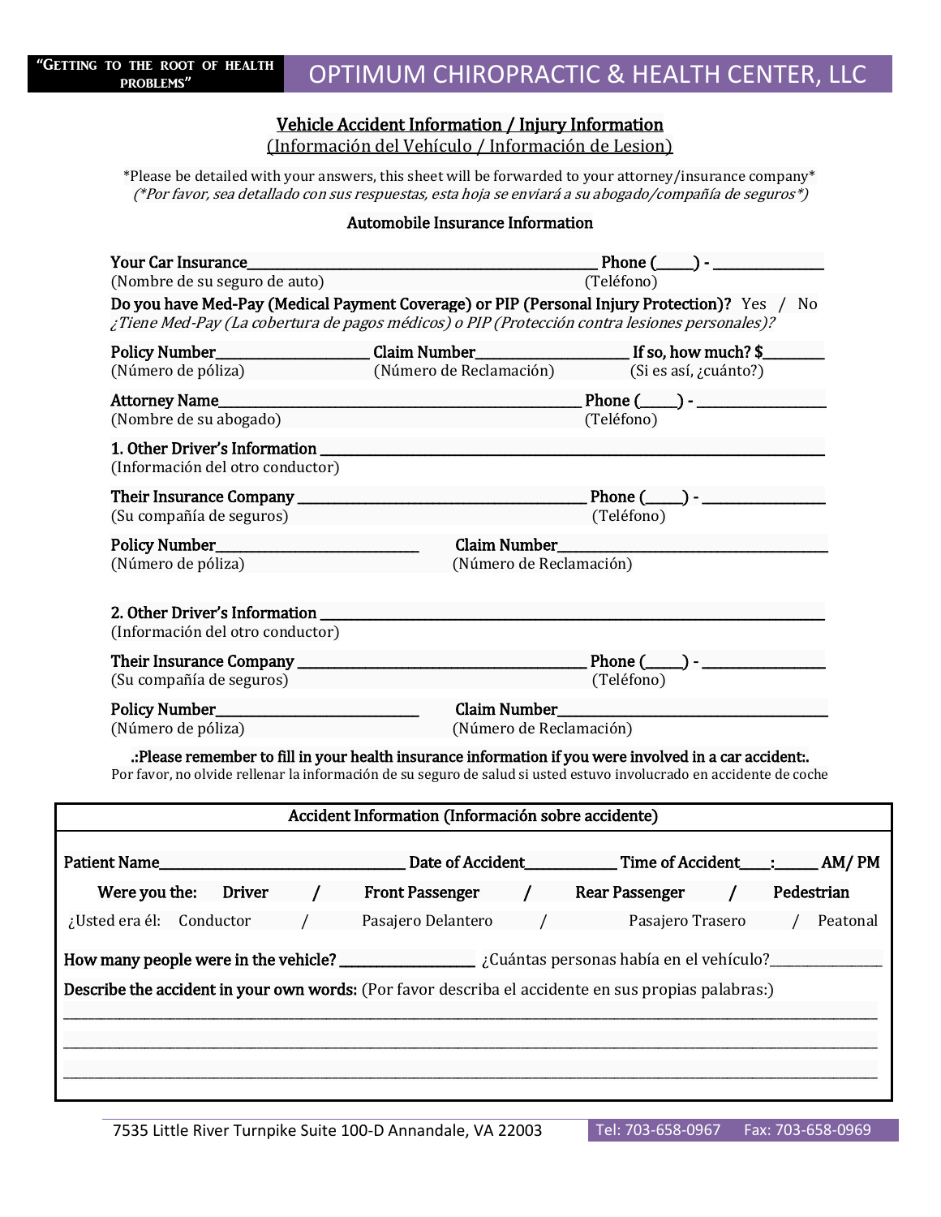"GETTING TO THE ROOT OF HEALTH PROBLEMS"

# OPTIMUM CHIROPRACTIC & HEALTH CENTER, LLC

## Vehicle Accident Information / Injury Information

(Información del Vehículo / Información de Lesion)

*Please be detailed with your answers, this sheet will be forwarded to your attorney/insurance company*
*(*Por favor, sea detallado con sus respuestas, esta hoja se enviará a su abogado/compañía de seguros*)*

### Automobile Insurance Information

**Your Car Insurance**___________________________________________ **Phone (_____) -** _______________
(Nombre de su seguro de auto) (Teléfono)

**Do you have Med-Pay (Medical Payment Coverage) or PIP (Personal Injury Protection)?** Yes / No
*¿Tiene Med-Pay (La cobertura de pagos médicos) o PIP (Protección contra lesiones personales)?*

**Policy Number**____________________ **Claim Number**____________________ **If so, how much? $**_________
(Número de póliza) (Número de Reclamación) (Si es así, ¿cuánto?)

**Attorney Name**___________________________________________ **Phone (_____) -** _______________
(Nombre de su abogado) (Teléfono)

**1. Other Driver's Information** ___________________________________________________________
(Información del otro conductor)

**Their Insurance Company** ___________________________________ **Phone (_____) -** _______________
(Su compañía de seguros) (Teléfono)

**Policy Number**__________________________ **Claim Number**__________________________________
(Número de póliza) (Número de Reclamación)

**2. Other Driver's Information** ___________________________________________________________
(Información del otro conductor)

**Their Insurance Company** ___________________________________ **Phone (_____) -** _______________
(Su compañía de seguros) (Teléfono)

**Policy Number**__________________________ **Claim Number**__________________________________
(Número de póliza) (Número de Reclamación)

**.:Please remember to fill in your health insurance information if you were involved in a car accident:.**
Por favor, no olvide rellenar la información de su seguro de salud si usted estuvo involucrado en accidente de coche

### Accident Information (Información sobre accidente)

**Patient Name**______________________________ **Date of Accident**___________ **Time of Accident**____:______ **AM/ PM**

**Were you the:** **Driver** / **Front Passenger** / **Rear Passenger** / **Pedestrian**
¿Usted era él: Conductor / Pasajero Delantero / Pasajero Trasero / Peatonal

**How many people were in the vehicle?** _______________ ¿Cuántas personas había en el vehículo?_______________

**Describe the accident in your own words:** (Por favor describa el accidente en sus propias palabras:)
_____________________________________________________________________________________________
_____________________________________________________________________________________________
_____________________________________________________________________________________________

7535 Little River Turnpike Suite 100-D Annandale, VA 22003 Tel: 703-658-0967 Fax: 703-658-0969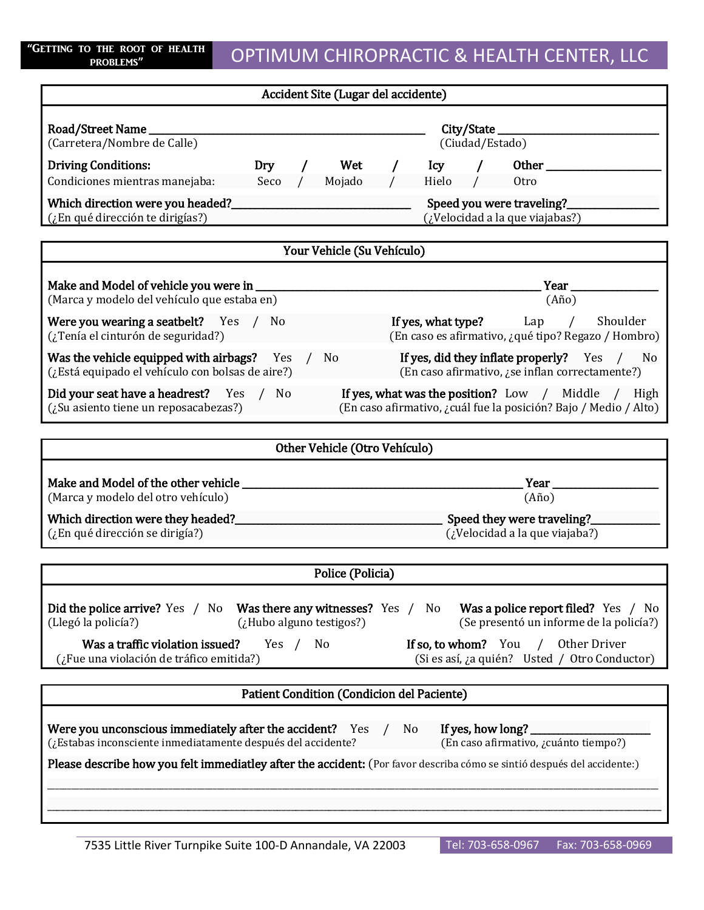**"GETTING TO THE ROOT OF HEALTH PROBLEMS"**

# OPTIMUM CHIROPRACTIC & HEALTH CENTER, LLC

## Accident Site (Lugar del accidente)

**Road/Street Name** ______________________________ **City/State** ______________________
(Carretera/Nombre de Calle) (Ciudad/Estado)

**Driving Conditions:** **Dry** / **Wet** / **Icy** / **Other** ________________
Condiciones mientras manejaba: Seco / Mojado / Hielo / Otro

**Which direction were you headed?**______________________ **Speed you were traveling?**____________
(¿En qué dirección te dirigías?) (¿Velocidad a la que viajabas?)

## Your Vehicle (Su Vehículo)

**Make and Model of vehicle you were in** ______________________________ **Year** ____________
(Marca y modelo del vehículo que estaba en) (Año)

**Were you wearing a seatbelt?** Yes / No **If yes, what type?** Lap / Shoulder
(¿Tenía el cinturón de seguridad?) (En caso es afirmativo, ¿qué tipo? Regazo / Hombro)

**Was the vehicle equipped with airbags?** Yes / No **If yes, did they inflate properly?** Yes / No
(¿Está equipado el vehículo con bolsas de aire?) (En caso afirmativo, ¿se inflan correctamente?)

**Did your seat have a headrest?** Yes / No **If yes, what was the position?** Low / Middle / High
(¿Su asiento tiene un reposacabezas?) (En caso afirmativo, ¿cuál fue la posición? Bajo / Medio / Alto)

## Other Vehicle (Otro Vehículo)

**Make and Model of the other vehicle** ______________________________ **Year** ____________
(Marca y modelo del otro vehículo) (Año)

**Which direction were they headed?**______________________ **Speed they were traveling?**____________
(¿En qué dirección se dirigía?) (¿Velocidad a la que viajaba?)

## Police (Policia)

**Did the police arrive?** Yes / No **Was there any witnesses?** Yes / No **Was a police report filed?** Yes / No
(Llegó la policía?) (¿Hubo alguno testigos?) (Se presentó un informe de la policía?)

**Was a traffic violation issued?** Yes / No **If so, to whom?** You / Other Driver
(¿Fue una violación de tráfico emitida?) (Si es así, ¿a quién? Usted / Otro Conductor)

## Patient Condition (Condicion del Paciente)

**Were you unconscious immediately after the accident?** Yes / No **If yes, how long?** ________________
(¿Estabas inconsciente inmediatamente después del accidente?) (En caso afirmativo, ¿cuánto tiempo?)

**Please describe how you felt immediatley after the accident:** (Por favor describa cómo se sintió después del accidente:)

______________________________________________________________________________

______________________________________________________________________________

7535 Little River Turnpike Suite 100-D Annandale, VA 22003 Tel: 703-658-0967 Fax: 703-658-0969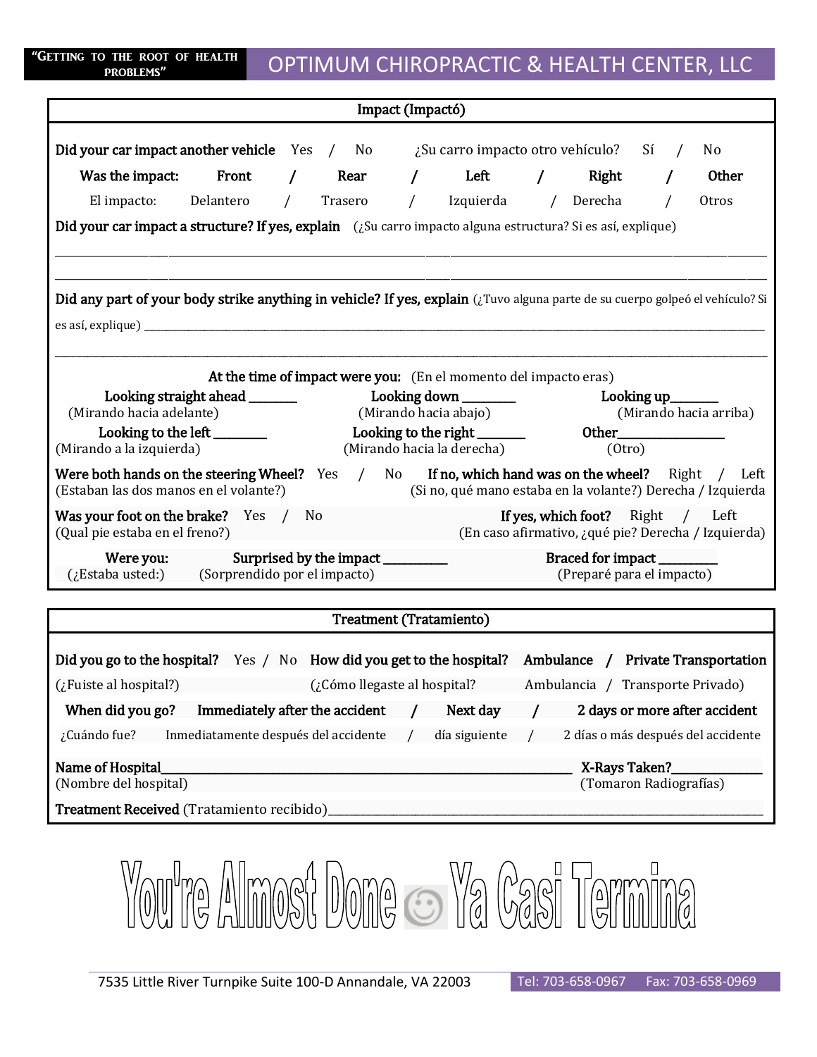"GETTING TO THE ROOT OF HEALTH PROBLEMS"

# OPTIMUM CHIROPRACTIC & HEALTH CENTER, LLC

## Impact (Impactó)

**Did your car impact another vehicle** Yes / No ¿Su carro impacto otro vehículo? Sí / No

**Was the impact:** **Front** / **Rear** / **Left** / **Right** / **Other**

El impacto: Delantero / Trasero / Izquierda / Derecha / Otros

**Did your car impact a structure? If yes, explain** (¿Su carro impacto alguna estructura? Si es así, explique)

___________________________________________________________________________

___________________________________________________________________________

**Did any part of your body strike anything in vehicle? If yes, explain** (¿Tuvo alguna parte de su cuerpo golpeó el vehículo? Si es así, explique) ___________________________________________

___________________________________________________________________________

**At the time of impact were you:** (En el momento del impacto eras)

**Looking straight ahead** _______ (Mirando hacia adelante)
**Looking down** _______ (Mirando hacia abajo)
**Looking up** _______ (Mirando hacia arriba)

**Looking to the left** _______ (Mirando a la izquierda)
**Looking to the right** _______ (Mirando hacia la derecha)
**Other** _______________ (Otro)

**Were both hands on the steering Wheel?** Yes / No (Estaban las dos manos en el volante?)
**If no, which hand was on the wheel?** Right / Left (Si no, qué mano estaba en la volante?) Derecha / Izquierda

**Was your foot on the brake?** Yes / No (Qual pie estaba en el freno?)
**If yes, which foot?** Right / Left (En caso afirmativo, ¿qué pie? Derecha / Izquierda)

**Were you:** (¿Estaba usted:)
**Surprised by the impact** __________ (Sorprendido por el impacto)
**Braced for impact** _________ (Preparé para el impacto)

## Treatment (Tratamiento)

**Did you go to the hospital?** Yes / No (¿Fuiste al hospital?)
**How did you get to the hospital?** **Ambulance** / **Private Transportation** (¿Cómo llegaste al hospital? Ambulancia / Transporte Privado)

**When did you go?** **Immediately after the accident** / **Next day** / **2 days or more after accident**

¿Cuándo fue? Inmediatamente después del accidente / día siguiente / 2 días o más después del accidente

**Name of Hospital** ___________________________________________ (Nombre del hospital)
**X-Rays Taken?** ____________ (Tomaron Radiografías)

**Treatment Received** (Tratamiento recibido) ___________________________________________

# You're Almost Done ☺ Ya Casi Termina

7535 Little River Turnpike Suite 100-D Annandale, VA 22003 Tel: 703-658-0967 Fax: 703-658-0969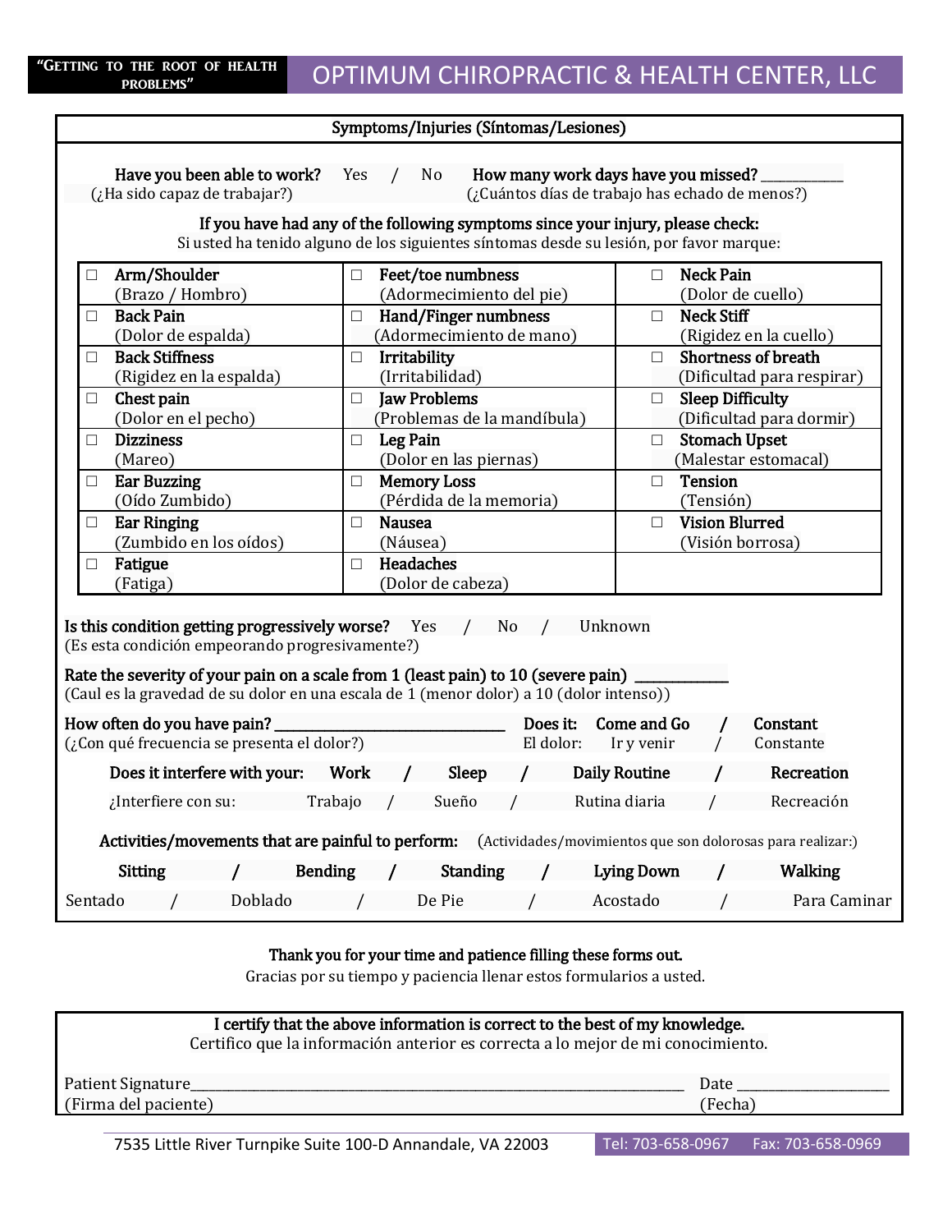“Getting to the root of health problems”

# OPTIMUM CHIROPRACTIC & HEALTH CENTER, LLC

## Symptoms/Injuries (Síntomas/Lesiones)

**Have you been able to work?** Yes / No **How many work days have you missed?** ___________
(¿Ha sido capaz de trabajar?) (¿Cuántos días de trabajo has echado de menos?)

**If you have had any of the following symptoms since your injury, please check:**
Si usted ha tenido alguno de los siguientes síntomas desde su lesión, por favor marque:

| | | |
|---|---|---|
| ☐ **Arm/Shoulder** (Brazo / Hombro) | ☐ **Feet/toe numbness** (Adormecimiento del pie) | ☐ **Neck Pain** (Dolor de cuello) |
| ☐ **Back Pain** (Dolor de espalda) | ☐ **Hand/Finger numbness** (Adormecimiento de mano) | ☐ **Neck Stiff** (Rigidez en la cuello) |
| ☐ **Back Stiffness** (Rigidez en la espalda) | ☐ **Irritability** (Irritabilidad) | ☐ **Shortness of breath** (Dificultad para respirar) |
| ☐ **Chest pain** (Dolor en el pecho) | ☐ **Jaw Problems** (Problemas de la mandíbula) | ☐ **Sleep Difficulty** (Dificultad para dormir) |
| ☐ **Dizziness** (Mareo) | ☐ **Leg Pain** (Dolor en las piernas) | ☐ **Stomach Upset** (Malestar estomacal) |
| ☐ **Ear Buzzing** (Oído Zumbido) | ☐ **Memory Loss** (Pérdida de la memoria) | ☐ **Tension** (Tensión) |
| ☐ **Ear Ringing** (Zumbido en los oídos) | ☐ **Nausea** (Náusea) | ☐ **Vision Blurred** (Visión borrosa) |
| ☐ **Fatigue** (Fatiga) | ☐ **Headaches** (Dolor de cabeza) | |

**Is this condition getting progressively worse?** Yes / No / Unknown
(Es esta condición empeorando progresivamente?)

**Rate the severity of your pain on a scale from 1 (least pain) to 10 (severe pain)** ___________
(Caul es la gravedad de su dolor en una escala de 1 (menor dolor) a 10 (dolor intenso))

**How often do you have pain?** ____________________________ **Does it:** **Come and Go** / **Constant**
(¿Con qué frecuencia se presenta el dolor?) El dolor: Ir y venir / Constante

**Does it interfere with your:** **Work** / **Sleep** / **Daily Routine** / **Recreation**
¿Interfiere con su: Trabajo / Sueño / Rutina diaria / Recreación

**Activities/movements that are painful to perform:** (Actividades/movimientos que son dolorosas para realizar:)

**Sitting** / **Bending** / **Standing** / **Lying Down** / **Walking**
Sentado / Doblado / De Pie / Acostado / Para Caminar

**Thank you for your time and patience filling these forms out.**
Gracias por su tiempo y paciencia llenar estos formularios a usted.

**I certify that the above information is correct to the best of my knowledge.**
Certifico que la información anterior es correcta a lo mejor de mi conocimiento.

Patient Signature______________________________________________ Date ________________
(Firma del paciente) (Fecha)

7535 Little River Turnpike Suite 100-D Annandale, VA 22003 Tel: 703-658-0967 Fax: 703-658-0969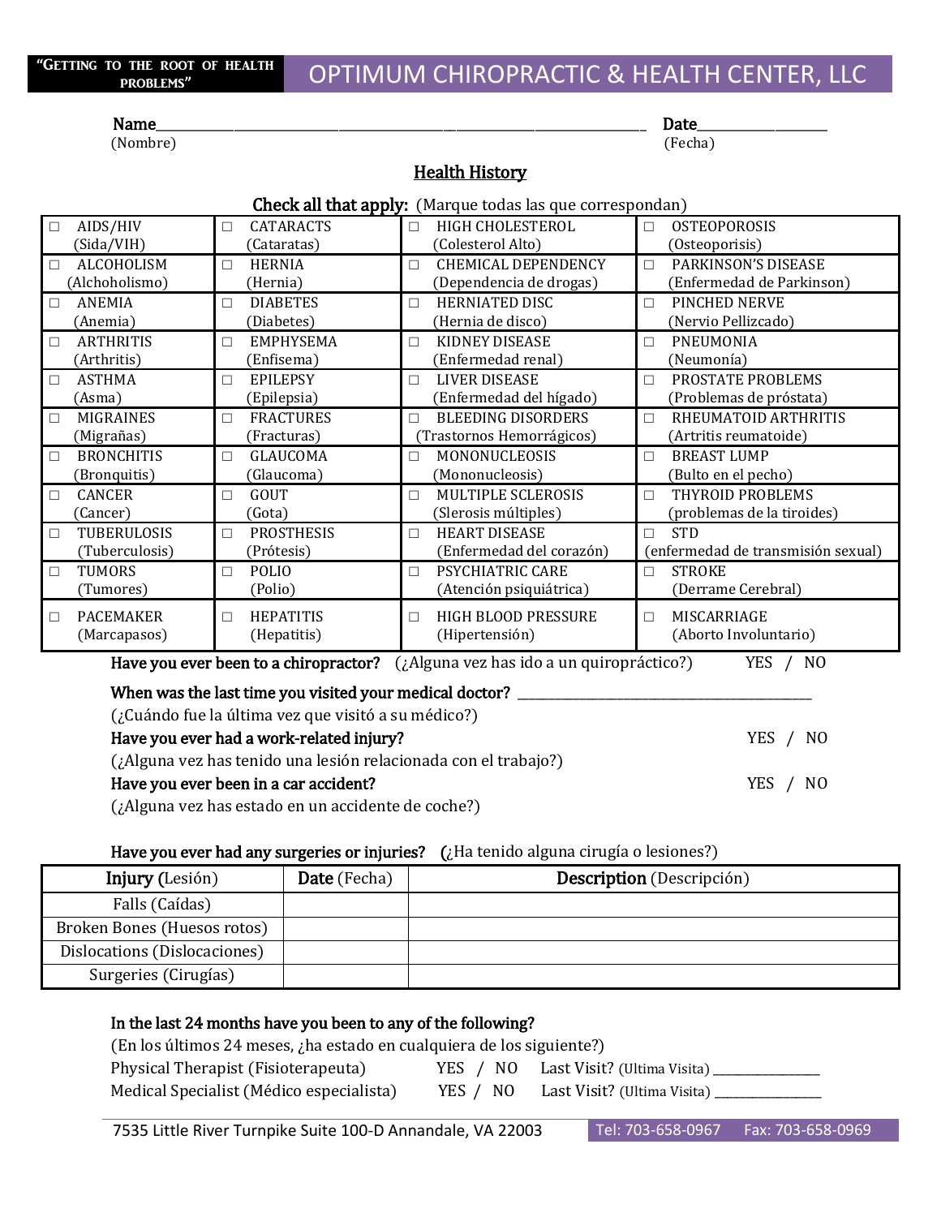"GETTING TO THE ROOT OF HEALTH PROBLEMS"

# OPTIMUM CHIROPRACTIC & HEALTH CENTER, LLC

**Name**\_\_\_\_\_\_\_\_\_\_\_\_\_\_\_\_\_\_\_\_\_\_\_\_\_\_\_\_\_\_\_\_\_\_\_\_\_\_\_\_\_\_\_\_\_\_\_\_\_\_\_\_\_\_ **Date**\_\_\_\_\_\_\_\_\_\_\_\_\_\_\_\_
(Nombre) (Fecha)

## Health History

**Check all that apply:** (Marque todas las que correspondan)

| | | | |
|---|---|---|---|
| ☐ AIDS/HIV (Sida/VIH) | ☐ CATARACTS (Cataratas) | ☐ HIGH CHOLESTEROL (Colesterol Alto) | ☐ OSTEOPOROSIS (Osteoporisis) |
| ☐ ALCOHOLISM (Alchoholismo) | ☐ HERNIA (Hernia) | ☐ CHEMICAL DEPENDENCY (Dependencia de drogas) | ☐ PARKINSON'S DISEASE (Enfermedad de Parkinson) |
| ☐ ANEMIA (Anemia) | ☐ DIABETES (Diabetes) | ☐ HERNIATED DISC (Hernia de disco) | ☐ PINCHED NERVE (Nervio Pellizcado) |
| ☐ ARTHRITIS (Arthritis) | ☐ EMPHYSEMA (Enfisema) | ☐ KIDNEY DISEASE (Enfermedad renal) | ☐ PNEUMONIA (Neumonía) |
| ☐ ASTHMA (Asma) | ☐ EPILEPSY (Epilepsia) | ☐ LIVER DISEASE (Enfermedad del hígado) | ☐ PROSTATE PROBLEMS (Problemas de próstata) |
| ☐ MIGRAINES (Migrañas) | ☐ FRACTURES (Fracturas) | ☐ BLEEDING DISORDERS (Trastornos Hemorrágicos) | ☐ RHEUMATOID ARTHRITIS (Artritis reumatoide) |
| ☐ BRONCHITIS (Bronquitis) | ☐ GLAUCOMA (Glaucoma) | ☐ MONONUCLEOSIS (Mononucleosis) | ☐ BREAST LUMP (Bulto en el pecho) |
| ☐ CANCER (Cancer) | ☐ GOUT (Gota) | ☐ MULTIPLE SCLEROSIS (Slerosis múltiples) | ☐ THYROID PROBLEMS (problemas de la tiroides) |
| ☐ TUBERULOSIS (Tuberculosis) | ☐ PROSTHESIS (Prótesis) | ☐ HEART DISEASE (Enfermedad del corazón) | ☐ STD (enfermedad de transmisión sexual) |
| ☐ TUMORS (Tumores) | ☐ POLIO (Polio) | ☐ PSYCHIATRIC CARE (Atención psiquiátrica) | ☐ STROKE (Derrame Cerebral) |
| ☐ PACEMAKER (Marcapasos) | ☐ HEPATITIS (Hepatitis) | ☐ HIGH BLOOD PRESSURE (Hipertensión) | ☐ MISCARRIAGE (Aborto Involuntario) |

**Have you ever been to a chiropractor?** (¿Alguna vez has ido a un quiropráctico?) YES / NO

**When was the last time you visited your medical doctor?** \_\_\_\_\_\_\_\_\_\_\_\_\_\_\_\_\_\_\_\_\_\_\_\_\_\_\_\_\_\_
(¿Cuándo fue la última vez que visitó a su médico?)

**Have you ever had a work-related injury?** YES / NO
(¿Alguna vez has tenido una lesión relacionada con el trabajo?)

**Have you ever been in a car accident?** YES / NO
(¿Alguna vez has estado en un accidente de coche?)

**Have you ever had any surgeries or injuries?** (¿Ha tenido alguna cirugía o lesiones?)

| **Injury** (Lesión) | **Date** (Fecha) | **Description** (Descripción) |
|---|---|---|
| Falls (Caídas) | | |
| Broken Bones (Huesos rotos) | | |
| Dislocations (Dislocaciones) | | |
| Surgeries (Cirugías) | | |

**In the last 24 months have you been to any of the following?**
(En los últimos 24 meses, ¿ha estado en cualquiera de los siguiente?)

Physical Therapist (Fisioterapeuta) YES / NO Last Visit? (Ultima Visita) \_\_\_\_\_\_\_\_\_\_\_\_\_\_

Medical Specialist (Médico especialista) YES / NO Last Visit? (Ultima Visita) \_\_\_\_\_\_\_\_\_\_\_\_\_\_

7535 Little River Turnpike Suite 100-D Annandale, VA 22003 Tel: 703-658-0967 Fax: 703-658-0969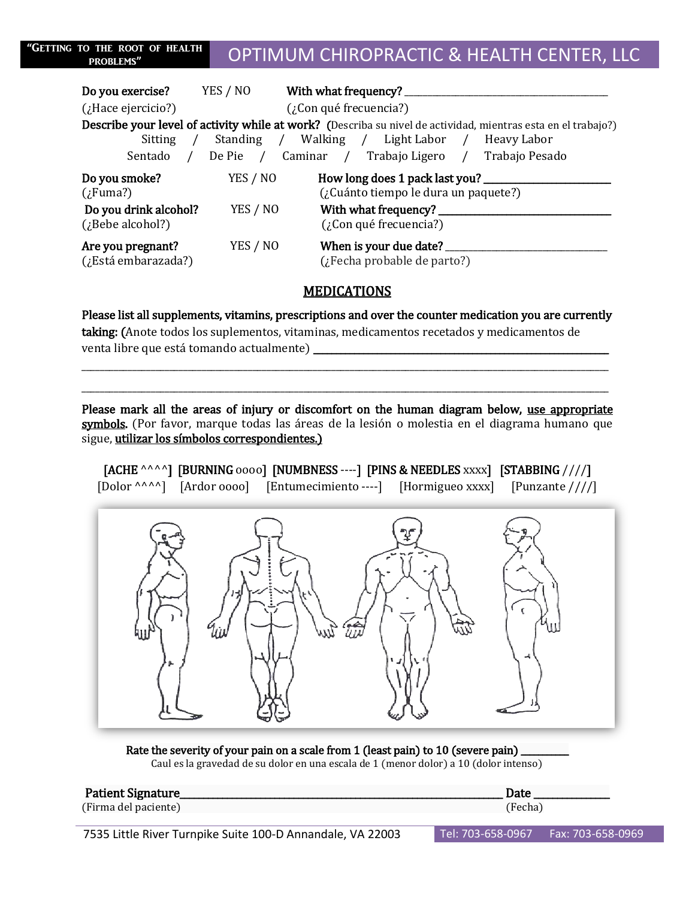"Getting to the root of health problems" **OPTIMUM CHIROPRACTIC & HEALTH CENTER, LLC**

**Do you exercise?** YES / NO **With what frequency?** ____________________
(¿Hace ejercicio?) (¿Con qué frecuencia?)

**Describe your level of activity while at work?** (Describa su nivel de actividad, mientras esta en el trabajo?)
Sitting / Standing / Walking / Light Labor / Heavy Labor
Sentado / De Pie / Caminar / Trabajo Ligero / Trabajo Pesado

**Do you smoke?** YES / NO **How long does 1 pack last you?** ____________________
(¿Fuma?) (¿Cuánto tiempo le dura un paquete?)

**Do you drink alcohol?** YES / NO **With what frequency?** ____________________
(¿Bebe alcohol?) (¿Con qué frecuencia?)

**Are you pregnant?** YES / NO **When is your due date?** ____________________
(¿Está embarazada?) (¿Fecha probable de parto?)

## MEDICATIONS

**Please list all supplements, vitamins, prescriptions and over the counter medication you are currently taking:** (Anote todos los suplementos, vitaminas, medicamentos recetados y medicamentos de venta libre que está tomando actualmente) ____________________________________________

____________________________________________

____________________________________________

**Please mark all the areas of injury or discomfort on the human diagram below, use appropriate symbols.** (Por favor, marque todas las áreas de la lesión o molestia en el diagrama humano que sigue, utilizar los símbolos correspondientes.)

**[ACHE ^^^^]** **[BURNING oooo]** **[NUMBNESS ----]** **[PINS & NEEDLES xxxx]** **[STABBING ////]**
[Dolor ^^^^] [Ardor oooo] [Entumecimiento ----] [Hormigueo xxxx] [Punzante ////]

**Rate the severity of your pain on a scale from 1 (least pain) to 10 (severe pain)** ________
Caul es la gravedad de su dolor en una escala de 1 (menor dolor) a 10 (dolor intenso)

**Patient Signature**____________________________________________ **Date** ____________
(Firma del paciente) (Fecha)

7535 Little River Turnpike Suite 100-D Annandale, VA 22003 Tel: 703-658-0967 Fax: 703-658-0969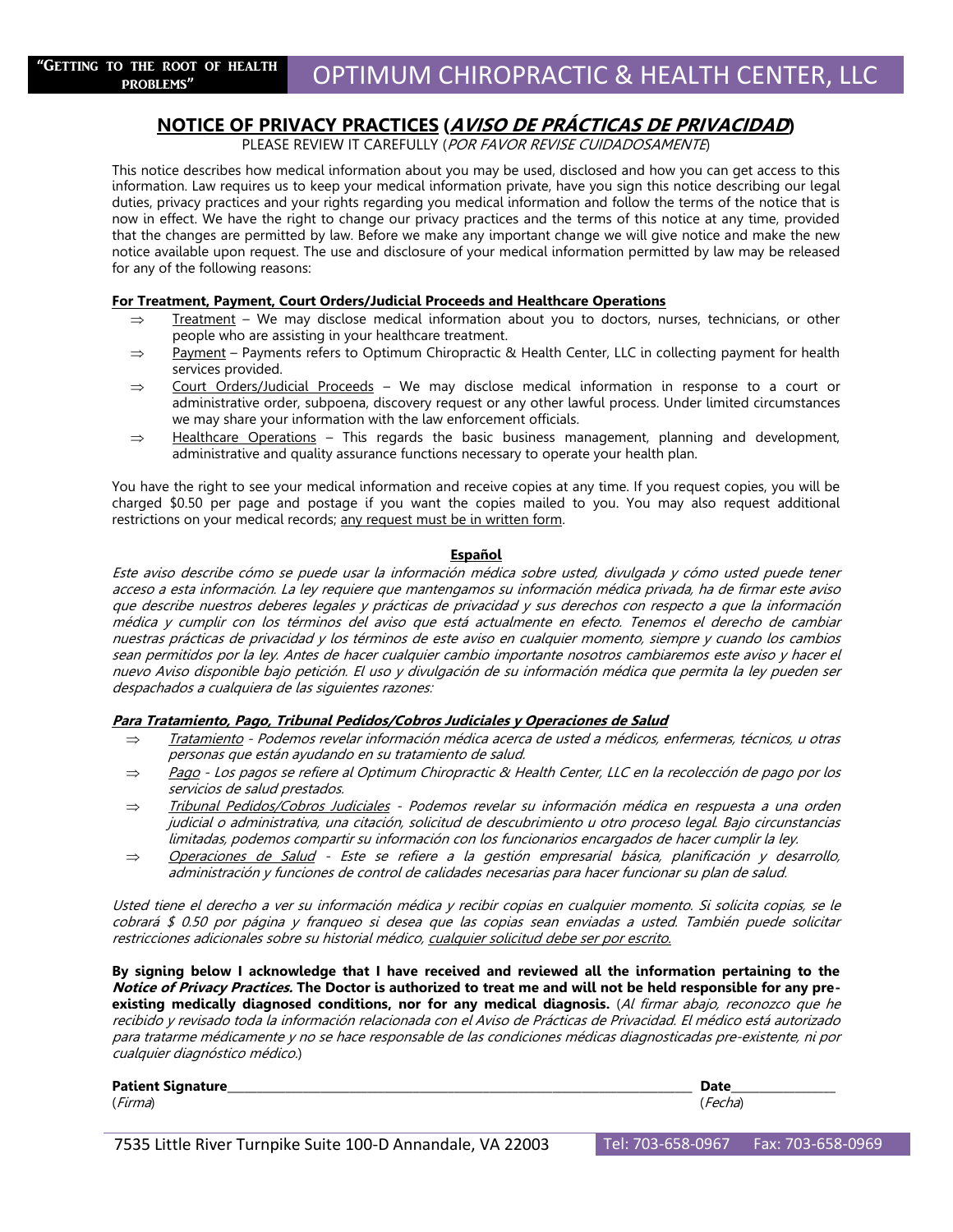**"GETTING TO THE ROOT OF HEALTH PROBLEMS"**

# OPTIMUM CHIROPRACTIC & HEALTH CENTER, LLC

## NOTICE OF PRIVACY PRACTICES (*AVISO DE PRÁCTICAS DE PRIVACIDAD*)

PLEASE REVIEW IT CAREFULLY (*POR FAVOR REVISE CUIDADOSAMENTE*)

This notice describes how medical information about you may be used, disclosed and how you can get access to this information. Law requires us to keep your medical information private, have you sign this notice describing our legal duties, privacy practices and your rights regarding you medical information and follow the terms of the notice that is now in effect. We have the right to change our privacy practices and the terms of this notice at any time, provided that the changes are permitted by law. Before we make any important change we will give notice and make the new notice available upon request. The use and disclosure of your medical information permitted by law may be released for any of the following reasons:

**For Treatment, Payment, Court Orders/Judicial Proceeds and Healthcare Operations**

- ⇒ Treatment – We may disclose medical information about you to doctors, nurses, technicians, or other people who are assisting in your healthcare treatment.
- ⇒ Payment – Payments refers to Optimum Chiropractic & Health Center, LLC in collecting payment for health services provided.
- ⇒ Court Orders/Judicial Proceeds – We may disclose medical information in response to a court or administrative order, subpoena, discovery request or any other lawful process. Under limited circumstances we may share your information with the law enforcement officials.
- ⇒ Healthcare Operations – This regards the basic business management, planning and development, administrative and quality assurance functions necessary to operate your health plan.

You have the right to see your medical information and receive copies at any time. If you request copies, you will be charged $0.50 per page and postage if you want the copies mailed to you. You may also request additional restrictions on your medical records; any request must be in written form.

**Español**

*Este aviso describe cómo se puede usar la información médica sobre usted, divulgada y cómo usted puede tener acceso a esta información. La ley requiere que mantengamos su información médica privada, ha de firmar este aviso que describe nuestros deberes legales y prácticas de privacidad y sus derechos con respecto a que la información médica y cumplir con los términos del aviso que está actualmente en efecto. Tenemos el derecho de cambiar nuestras prácticas de privacidad y los términos de este aviso en cualquier momento, siempre y cuando los cambios sean permitidos por la ley. Antes de hacer cualquier cambio importante nosotros cambiaremos este aviso y hacer el nuevo Aviso disponible bajo petición. El uso y divulgación de su información médica que permita la ley pueden ser despachados a cualquiera de las siguientes razones:*

***Para Tratamiento, Pago, Tribunal Pedidos/Cobros Judiciales y Operaciones de Salud***

- ⇒ *Tratamiento - Podemos revelar información médica acerca de usted a médicos, enfermeras, técnicos, u otras personas que están ayudando en su tratamiento de salud.*
- ⇒ *Pago - Los pagos se refiere al Optimum Chiropractic & Health Center, LLC en la recolección de pago por los servicios de salud prestados.*
- ⇒ *Tribunal Pedidos/Cobros Judiciales - Podemos revelar su información médica en respuesta a una orden judicial o administrativa, una citación, solicitud de descubrimiento u otro proceso legal. Bajo circunstancias limitadas, podemos compartir su información con los funcionarios encargados de hacer cumplir la ley.*
- ⇒ *Operaciones de Salud - Este se refiere a la gestión empresarial básica, planificación y desarrollo, administración y funciones de control de calidades necesarias para hacer funcionar su plan de salud.*

*Usted tiene el derecho a ver su información médica y recibir copias en cualquier momento. Si solicita copias, se le cobrará $ 0.50 por página y franqueo si desea que las copias sean enviadas a usted. También puede solicitar restricciones adicionales sobre su historial médico, cualquier solicitud debe ser por escrito.*

**By signing below I acknowledge that I have received and reviewed all the information pertaining to the *Notice of Privacy Practices.* The Doctor is authorized to treat me and will not be held responsible for any pre-existing medically diagnosed conditions, nor for any medical diagnosis.** (*Al firmar abajo, reconozco que he recibido y revisado toda la información relacionada con el Aviso de Prácticas de Privacidad. El médico está autorizado para tratarme médicamente y no se hace responsable de las condiciones médicas diagnosticadas pre-existente, ni por cualquier diagnóstico médico.*)

**Patient Signature**\_\_\_\_\_\_\_\_\_\_\_\_\_\_\_\_\_\_\_\_\_\_\_\_\_\_\_\_\_\_\_\_\_\_\_\_\_\_\_\_ **Date**\_\_\_\_\_\_\_\_\_\_\_\_
(*Firma*) (*Fecha*)

7535 Little River Turnpike Suite 100-D Annandale, VA 22003 Tel: 703-658-0967 Fax: 703-658-0969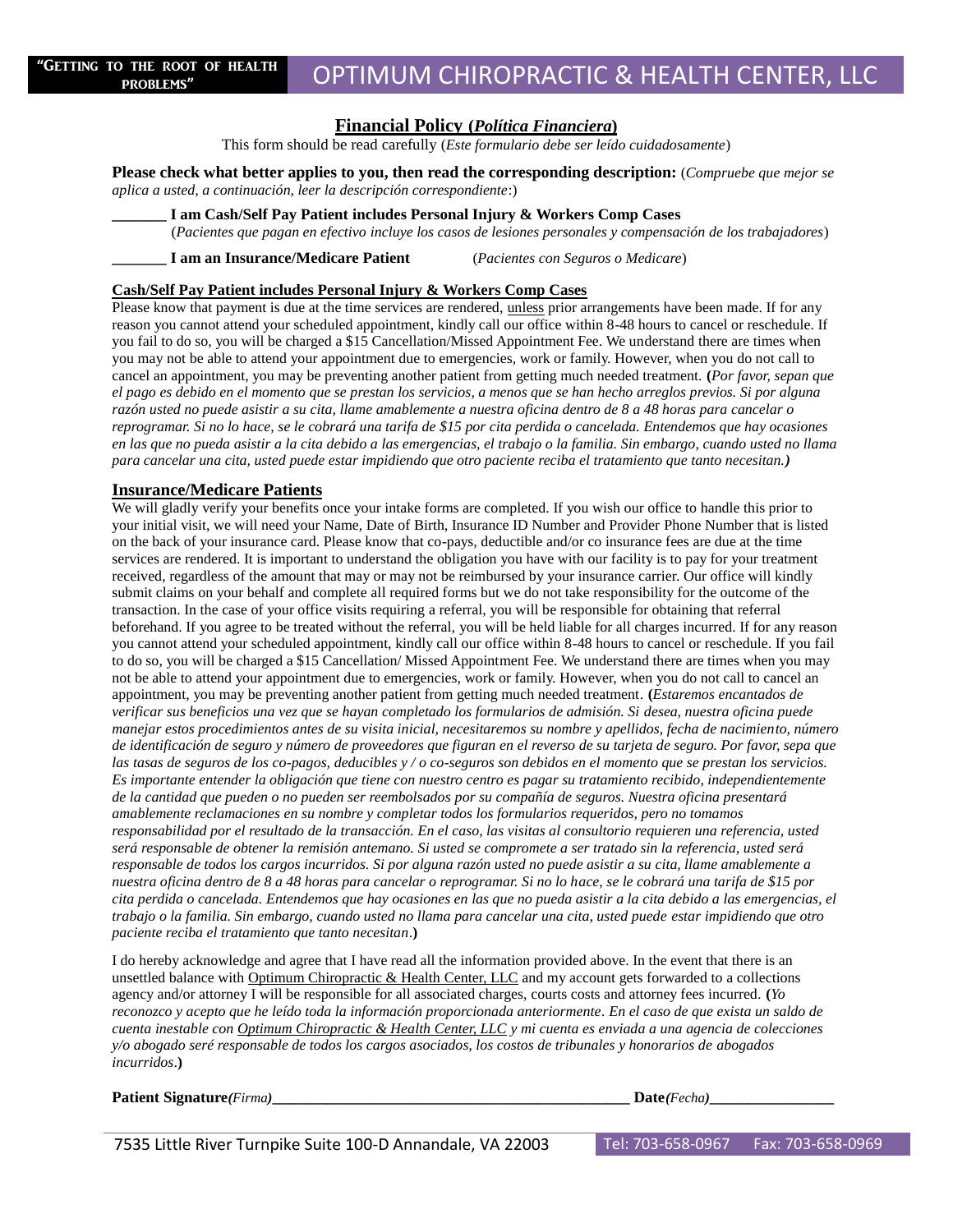"GETTING TO THE ROOT OF HEALTH PROBLEMS"

# OPTIMUM CHIROPRACTIC & HEALTH CENTER, LLC

## Financial Policy (*Política Financiera*)

This form should be read carefully (*Este formulario debe ser leído cuidadosamente*)

**Please check what better applies to you, then read the corresponding description:** (*Compruebe que mejor se aplica a usted, a continuación, leer la descripción correspondiente*:)

**_______ I am Cash/Self Pay Patient includes Personal Injury & Workers Comp Cases**
(*Pacientes que pagan en efectivo incluye los casos de lesiones personales y compensación de los trabajadores*)

**_______ I am an Insurance/Medicare Patient** (*Pacientes con Seguros o Medicare*)

### Cash/Self Pay Patient includes Personal Injury & Workers Comp Cases

Please know that payment is due at the time services are rendered, unless prior arrangements have been made. If for any reason you cannot attend your scheduled appointment, kindly call our office within 8-48 hours to cancel or reschedule. If you fail to do so, you will be charged a $15 Cancellation/Missed Appointment Fee. We understand there are times when you may not be able to attend your appointment due to emergencies, work or family. However, when you do not call to cancel an appointment, you may be preventing another patient from getting much needed treatment. **(***Por favor, sepan que el pago es debido en el momento que se prestan los servicios, a menos que se han hecho arreglos previos. Si por alguna razón usted no puede asistir a su cita, llame amablemente a nuestra oficina dentro de 8 a 48 horas para cancelar o reprogramar. Si no lo hace, se le cobrará una tarifa de $15 por cita perdida o cancelada. Entendemos que hay ocasiones en las que no pueda asistir a la cita debido a las emergencias, el trabajo o la familia. Sin embargo, cuando usted no llama para cancelar una cita, usted puede estar impidiendo que otro paciente reciba el tratamiento que tanto necesitan.***)**

### Insurance/Medicare Patients

We will gladly verify your benefits once your intake forms are completed. If you wish our office to handle this prior to your initial visit, we will need your Name, Date of Birth, Insurance ID Number and Provider Phone Number that is listed on the back of your insurance card. Please know that co-pays, deductible and/or co insurance fees are due at the time services are rendered. It is important to understand the obligation you have with our facility is to pay for your treatment received, regardless of the amount that may or may not be reimbursed by your insurance carrier. Our office will kindly submit claims on your behalf and complete all required forms but we do not take responsibility for the outcome of the transaction. In the case of your office visits requiring a referral, you will be responsible for obtaining that referral beforehand. If you agree to be treated without the referral, you will be held liable for all charges incurred. If for any reason you cannot attend your scheduled appointment, kindly call our office within 8-48 hours to cancel or reschedule. If you fail to do so, you will be charged a $15 Cancellation/ Missed Appointment Fee. We understand there are times when you may not be able to attend your appointment due to emergencies, work or family. However, when you do not call to cancel an appointment, you may be preventing another patient from getting much needed treatment. **(***Estaremos encantados de verificar sus beneficios una vez que se hayan completado los formularios de admisión. Si desea, nuestra oficina puede manejar estos procedimientos antes de su visita inicial, necesitaremos su nombre y apellidos, fecha de nacimiento, número de identificación de seguro y número de proveedores que figuran en el reverso de su tarjeta de seguro. Por favor, sepa que las tasas de seguros de los co-pagos, deducibles y / o co-seguros son debidos en el momento que se prestan los servicios. Es importante entender la obligación que tiene con nuestro centro es pagar su tratamiento recibido, independientemente de la cantidad que pueden o no pueden ser reembolsados por su compañía de seguros. Nuestra oficina presentará amablemente reclamaciones en su nombre y completar todos los formularios requeridos, pero no tomamos responsabilidad por el resultado de la transacción. En el caso, las visitas al consultorio requieren una referencia, usted será responsable de obtener la remisión antemano. Si usted se compromete a ser tratado sin la referencia, usted será responsable de todos los cargos incurridos. Si por alguna razón usted no puede asistir a su cita, llame amablemente a nuestra oficina dentro de 8 a 48 horas para cancelar o reprogramar. Si no lo hace, se le cobrará una tarifa de $15 por cita perdida o cancelada. Entendemos que hay ocasiones en las que no pueda asistir a la cita debido a las emergencias, el trabajo o la familia. Sin embargo, cuando usted no llama para cancelar una cita, usted puede estar impidiendo que otro paciente reciba el tratamiento que tanto necesitan*.**)**

I do hereby acknowledge and agree that I have read all the information provided above. In the event that there is an unsettled balance with Optimum Chiropractic & Health Center, LLC and my account gets forwarded to a collections agency and/or attorney I will be responsible for all associated charges, courts costs and attorney fees incurred. **(***Yo reconozco y acepto que he leído toda la información proporcionada anteriormente. En el caso de que exista un saldo de cuenta inestable con Optimum Chiropractic & Health Center, LLC y mi cuenta es enviada a una agencia de colecciones y/o abogado seré responsable de todos los cargos asociados, los costos de tribunales y honorarios de abogados incurridos*.**)**

**Patient Signature***(Firma)***_______________________________________________ Date***(Fecha)***________________**

7535 Little River Turnpike Suite 100-D Annandale, VA 22003 Tel: 703-658-0967 Fax: 703-658-0969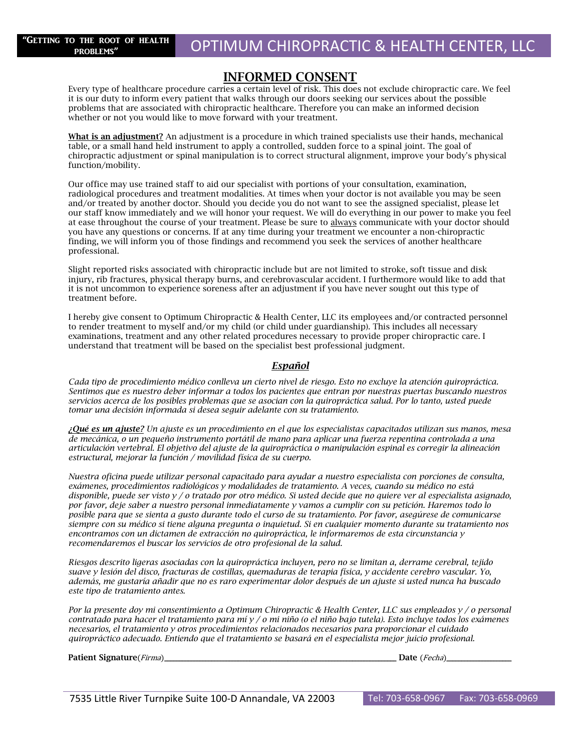"GETTING TO THE ROOT OF HEALTH PROBLEMS"

# OPTIMUM CHIROPRACTIC & HEALTH CENTER, LLC

## INFORMED CONSENT

Every type of healthcare procedure carries a certain level of risk. This does not exclude chiropractic care. We feel it is our duty to inform every patient that walks through our doors seeking our services about the possible problems that are associated with chiropractic healthcare. Therefore you can make an informed decision whether or not you would like to move forward with your treatment.

**What is an adjustment?** An adjustment is a procedure in which trained specialists use their hands, mechanical table, or a small hand held instrument to apply a controlled, sudden force to a spinal joint. The goal of chiropractic adjustment or spinal manipulation is to correct structural alignment, improve your body's physical function/mobility.

Our office may use trained staff to aid our specialist with portions of your consultation, examination, radiological procedures and treatment modalities. At times when your doctor is not available you may be seen and/or treated by another doctor. Should you decide you do not want to see the assigned specialist, please let our staff know immediately and we will honor your request. We will do everything in our power to make you feel at ease throughout the course of your treatment. Please be sure to always communicate with your doctor should you have any questions or concerns. If at any time during your treatment we encounter a non-chiropractic finding, we will inform you of those findings and recommend you seek the services of another healthcare professional.

Slight reported risks associated with chiropractic include but are not limited to stroke, soft tissue and disk injury, rib fractures, physical therapy burns, and cerebrovascular accident. I furthermore would like to add that it is not uncommon to experience soreness after an adjustment if you have never sought out this type of treatment before.

I hereby give consent to Optimum Chiropractic & Health Center, LLC its employees and/or contracted personnel to render treatment to myself and/or my child (or child under guardianship). This includes all necessary examinations, treatment and any other related procedures necessary to provide proper chiropractic care. I understand that treatment will be based on the specialist best professional judgment.

### *Español*

*Cada tipo de procedimiento médico conlleva un cierto nivel de riesgo. Esto no excluye la atención quiropráctica. Sentimos que es nuestro deber informar a todos los pacientes que entran por nuestras puertas buscando nuestros servicios acerca de los posibles problemas que se asocian con la quiropráctica salud. Por lo tanto, usted puede tomar una decisión informada si desea seguir adelante con su tratamiento.*

***¿Qué es un ajuste?*** *Un ajuste es un procedimiento en el que los especialistas capacitados utilizan sus manos, mesa de mecánica, o un pequeño instrumento portátil de mano para aplicar una fuerza repentina controlada a una articulación vertebral. El objetivo del ajuste de la quiropráctica o manipulación espinal es corregir la alineación estructural, mejorar la función / movilidad física de su cuerpo.*

*Nuestra oficina puede utilizar personal capacitado para ayudar a nuestro especialista con porciones de consulta, exámenes, procedimientos radiológicos y modalidades de tratamiento. A veces, cuando su médico no está disponible, puede ser visto y / o tratado por otro médico. Si usted decide que no quiere ver al especialista asignado, por favor, deje saber a nuestro personal inmediatamente y vamos a cumplir con su petición. Haremos todo lo posible para que se sienta a gusto durante todo el curso de su tratamiento. Por favor, asegúrese de comunicarse siempre con su médico si tiene alguna pregunta o inquietud. Si en cualquier momento durante su tratamiento nos encontramos con un dictamen de extracción no quiropráctica, le informaremos de esta circunstancia y recomendaremos el buscar los servicios de otro profesional de la salud.*

*Riesgos descrito ligeras asociadas con la quiropráctica incluyen, pero no se limitan a, derrame cerebral, tejido suave y lesión del disco, fracturas de costillas, quemaduras de terapia física, y accidente cerebro vascular. Yo, además, me gustaría añadir que no es raro experimentar dolor después de un ajuste si usted nunca ha buscado este tipo de tratamiento antes.*

*Por la presente doy mi consentimiento a Optimum Chiropractic & Health Center, LLC sus empleados y / o personal contratado para hacer el tratamiento para mí y / o mi niño (o el niño bajo tutela). Esto incluye todos los exámenes necesarios, el tratamiento y otros procedimientos relacionados necesarios para proporcionar el cuidado quiropráctico adecuado. Entiendo que el tratamiento se basará en el especialista mejor juicio profesional.*

**Patient Signature**(*Firma*)\_\_\_\_\_\_\_\_\_\_\_\_\_\_\_\_\_\_\_\_\_\_\_\_\_\_\_\_\_\_\_\_\_\_\_\_\_\_\_\_ **Date** (*Fecha*)\_\_\_\_\_\_\_\_\_\_\_\_\_\_\_\_

7535 Little River Turnpike Suite 100-D Annandale, VA 22003 Tel: 703-658-0967 Fax: 703-658-0969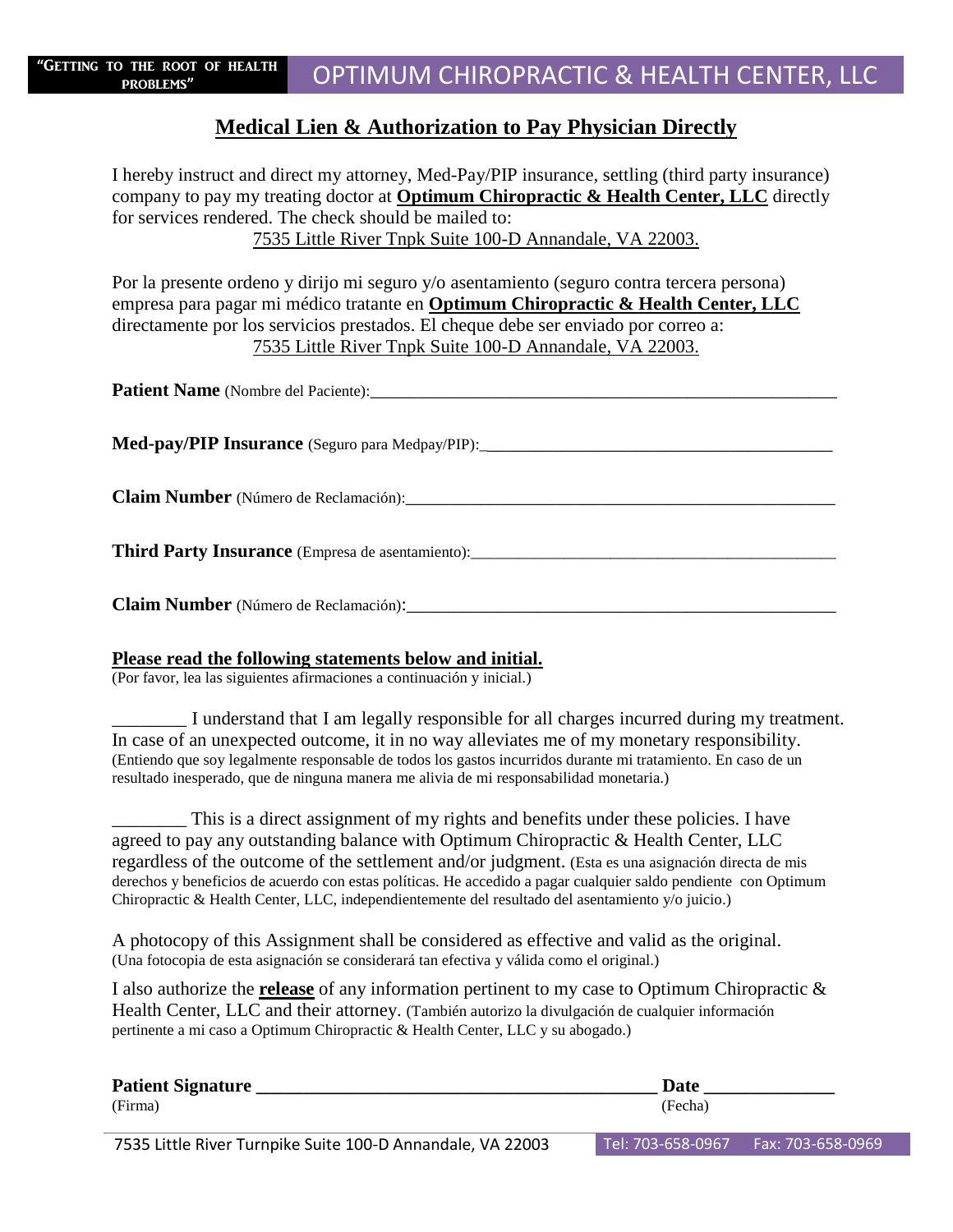"GETTING TO THE ROOT OF HEALTH PROBLEMS" OPTIMUM CHIROPRACTIC & HEALTH CENTER, LLC

# Medical Lien & Authorization to Pay Physician Directly

I hereby instruct and direct my attorney, Med-Pay/PIP insurance, settling (third party insurance) company to pay my treating doctor at **Optimum Chiropractic & Health Center, LLC** directly for services rendered. The check should be mailed to:
7535 Little River Tnpk Suite 100-D Annandale, VA 22003.

Por la presente ordeno y dirijo mi seguro y/o asentamiento (seguro contra tercera persona) empresa para pagar mi médico tratante en **Optimum Chiropractic & Health Center, LLC** directamente por los servicios prestados. El cheque debe ser enviado por correo a:
7535 Little River Tnpk Suite 100-D Annandale, VA 22003.

**Patient Name** (Nombre del Paciente):________________________________________________________

**Med-pay/PIP Insurance** (Seguro para Medpay/PIP):_________________________________________

**Claim Number** (Número de Reclamación):____________________________________________________

**Third Party Insurance** (Empresa de asentamiento):___________________________________________

**Claim Number** (Número de Reclamación):____________________________________________________

**Please read the following statements below and initial.**
(Por favor, lea las siguientes afirmaciones a continuación y inicial.)

________ I understand that I am legally responsible for all charges incurred during my treatment. In case of an unexpected outcome, it in no way alleviates me of my monetary responsibility. (Entiendo que soy legalmente responsable de todos los gastos incurridos durante mi tratamiento. En caso de un resultado inesperado, que de ninguna manera me alivia de mi responsabilidad monetaria.)

________ This is a direct assignment of my rights and benefits under these policies. I have agreed to pay any outstanding balance with Optimum Chiropractic & Health Center, LLC regardless of the outcome of the settlement and/or judgment. (Esta es una asignación directa de mis derechos y beneficios de acuerdo con estas políticas. He accedido a pagar cualquier saldo pendiente con Optimum Chiropractic & Health Center, LLC, independientemente del resultado del asentamiento y/o juicio.)

A photocopy of this Assignment shall be considered as effective and valid as the original. (Una fotocopia de esta asignación se considerará tan efectiva y válida como el original.)

I also authorize the **release** of any information pertinent to my case to Optimum Chiropractic & Health Center, LLC and their attorney. (También autorizo la divulgación de cualquier información pertinente a mi caso a Optimum Chiropractic & Health Center, LLC y su abogado.)

**Patient Signature** ____________________________________________ **Date** ______________
(Firma) (Fecha)

7535 Little River Turnpike Suite 100-D Annandale, VA 22003 Tel: 703-658-0967 Fax: 703-658-0969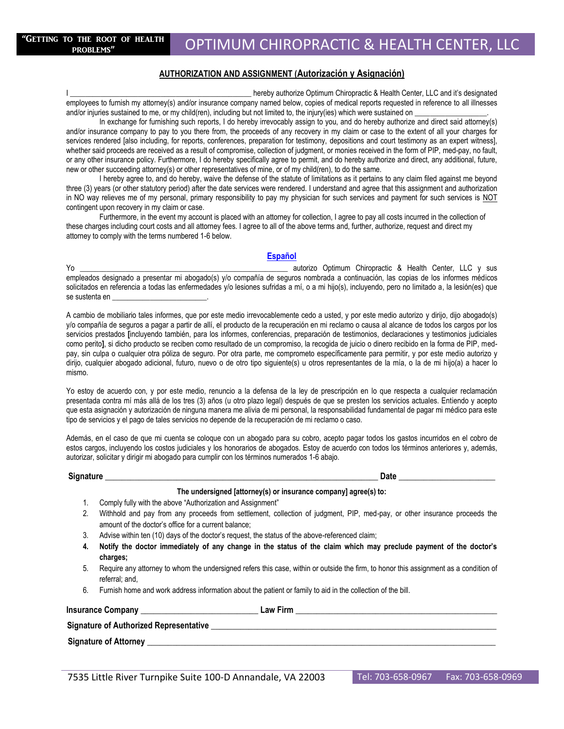"GETTING TO THE ROOT OF HEALTH PROBLEMS"

# OPTIMUM CHIROPRACTIC & HEALTH CENTER, LLC

## AUTHORIZATION AND ASSIGNMENT (Autorización y Asignación)

I _______________________________________________ hereby authorize Optimum Chiropractic & Health Center, LLC and it's designated employees to furnish my attorney(s) and/or insurance company named below, copies of medical reports requested in reference to all illnesses and/or injuries sustained to me, or my child(ren), including but not limited to, the injury(ies) which were sustained on __________________.

In exchange for furnishing such reports, I do hereby irrevocably assign to you, and do hereby authorize and direct said attorney(s) and/or insurance company to pay to you there from, the proceeds of any recovery in my claim or case to the extent of all your charges for services rendered [also including, for reports, conferences, preparation for testimony, depositions and court testimony as an expert witness], whether said proceeds are received as a result of compromise, collection of judgment, or monies received in the form of PIP, med-pay, no fault, or any other insurance policy. Furthermore, I do hereby specifically agree to permit, and do hereby authorize and direct, any additional, future, new or other succeeding attorney(s) or other representatives of mine, or of my child(ren), to do the same.

I hereby agree to, and do hereby, waive the defense of the statute of limitations as it pertains to any claim filed against me beyond three (3) years (or other statutory period) after the date services were rendered. I understand and agree that this assignment and authorization in NO way relieves me of my personal, primary responsibility to pay my physician for such services and payment for such services is NOT contingent upon recovery in my claim or case.

Furthermore, in the event my account is placed with an attorney for collection, I agree to pay all costs incurred in the collection of these charges including court costs and all attorney fees. I agree to all of the above terms and, further, authorize, request and direct my attorney to comply with the terms numbered 1-6 below.

### Español

Yo ______________________________________________________ autorizo Optimum Chiropractic & Health Center, LLC y sus empleados designado a presentar mi abogado(s) y/o compañía de seguros nombrada a continuación, las copias de los informes médicos solicitados en referencia a todas las enfermedades y/o lesiones sufridas a mí, o a mi hijo(s), incluyendo, pero no limitado a, la lesión(es) que se sustenta en ________________________.

A cambio de mobiliario tales informes, que por este medio irrevocablemente cedo a usted, y por este medio autorizo y dirijo, dijo abogado(s) y/o compañía de seguros a pagar a partir de allí, el producto de la recuperación en mi reclamo o causa al alcance de todos los cargos por los servicios prestados [incluyendo también, para los informes, conferencias, preparación de testimonios, declaraciones y testimonios judiciales como perito], si dicho producto se reciben como resultado de un compromiso, la recogida de juicio o dinero recibido en la forma de PIP, med-pay, sin culpa o cualquier otra póliza de seguro. Por otra parte, me comprometo específicamente para permitir, y por este medio autorizo y dirijo, cualquier abogado adicional, futuro, nuevo o de otro tipo siguiente(s) u otros representantes de la mía, o la de mi hijo(a) a hacer lo mismo.

Yo estoy de acuerdo con, y por este medio, renuncio a la defensa de la ley de prescripción en lo que respecta a cualquier reclamación presentada contra mí más allá de los tres (3) años (u otro plazo legal) después de que se presten los servicios actuales. Entiendo y acepto que esta asignación y autorización de ninguna manera me alivia de mi personal, la responsabilidad fundamental de pagar mi médico para este tipo de servicios y el pago de tales servicios no depende de la recuperación de mi reclamo o caso.

Además, en el caso de que mi cuenta se coloque con un abogado para su cobro, acepto pagar todos los gastos incurridos en el cobro de estos cargos, incluyendo los costos judiciales y los honorarios de abogados. Estoy de acuerdo con todos los términos anteriores y, además, autorizar, solicitar y dirigir mi abogado para cumplir con los términos numerados 1-6 abajo.

**Signature** ____________________________________________________________ **Date** ______________________

**The undersigned [attorney(s) or insurance company] agree(s) to:**

1. Comply fully with the above "Authorization and Assignment"
2. Withhold and pay from any proceeds from settlement, collection of judgment, PIP, med-pay, or other insurance proceeds the amount of the doctor's office for a current balance;
3. Advise within ten (10) days of the doctor's request, the status of the above-referenced claim;
4. **Notify the doctor immediately of any change in the status of the claim which may preclude payment of the doctor's charges;**
5. Require any attorney to whom the undersigned refers this case, within or outside the firm, to honor this assignment as a condition of referral; and,
6. Furnish home and work address information about the patient or family to aid in the collection of the bill.

**Insurance Company** ___________________________ **Law Firm** ______________________________________________

**Signature of Authorized Representative** ______________________________________________________________

**Signature of Attorney** _________________________________________________________________________

7535 Little River Turnpike Suite 100-D Annandale, VA 22003 Tel: 703-658-0967 Fax: 703-658-0969